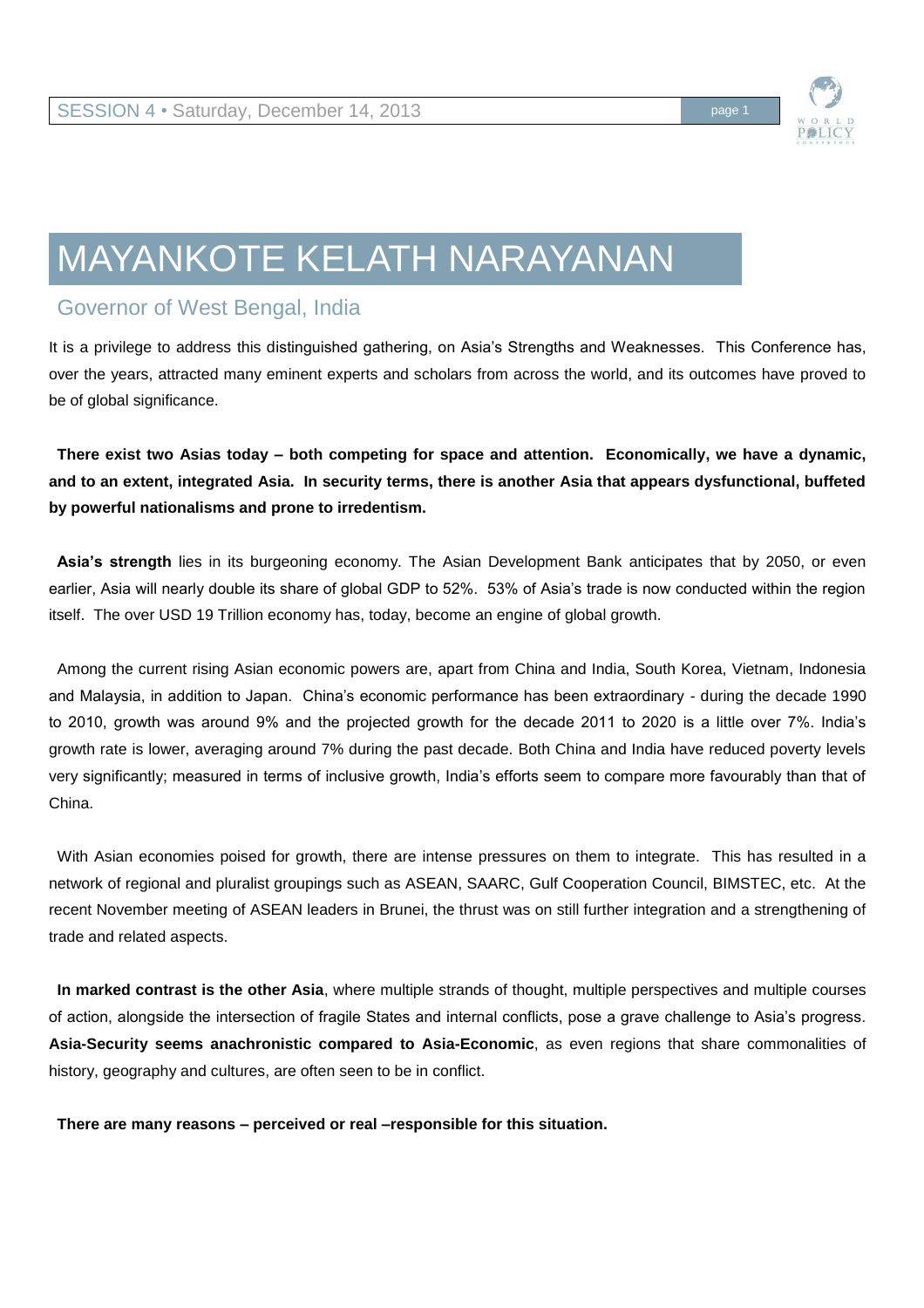# MAYANKOTE KELATH NARAYANAN

## Governor of West Bengal, India

It is a privilege to address this distinguished gathering, on Asia's Strengths and Weaknesses. This Conference has, over the years, attracted many eminent experts and scholars from across the world, and its outcomes have proved to be of global significance.

**There exist two Asias today – both competing for space and attention. Economically, we have a dynamic, and to an extent, integrated Asia. In security terms, there is another Asia that appears dysfunctional, buffeted by powerful nationalisms and prone to irredentism.**

**Asia's strength** lies in its burgeoning economy. The Asian Development Bank anticipates that by 2050, or even earlier, Asia will nearly double its share of global GDP to 52%. 53% of Asia's trade is now conducted within the region itself. The over USD 19 Trillion economy has, today, become an engine of global growth.

Among the current rising Asian economic powers are, apart from China and India, South Korea, Vietnam, Indonesia and Malaysia, in addition to Japan. China's economic performance has been extraordinary - during the decade 1990 to 2010, growth was around 9% and the projected growth for the decade 2011 to 2020 is a little over 7%. India's growth rate is lower, averaging around 7% during the past decade. Both China and India have reduced poverty levels very significantly; measured in terms of inclusive growth, India's efforts seem to compare more favourably than that of China.

With Asian economies poised for growth, there are intense pressures on them to integrate. This has resulted in a network of regional and pluralist groupings such as ASEAN, SAARC, Gulf Cooperation Council, BIMSTEC, etc. At the recent November meeting of ASEAN leaders in Brunei, the thrust was on still further integration and a strengthening of trade and related aspects.

**In marked contrast is the other Asia**, where multiple strands of thought, multiple perspectives and multiple courses of action, alongside the intersection of fragile States and internal conflicts, pose a grave challenge to Asia's progress. **Asia-Security seems anachronistic compared to Asia-Economic**, as even regions that share commonalities of history, geography and cultures, are often seen to be in conflict.

**There are many reasons – perceived or real –responsible for this situation.**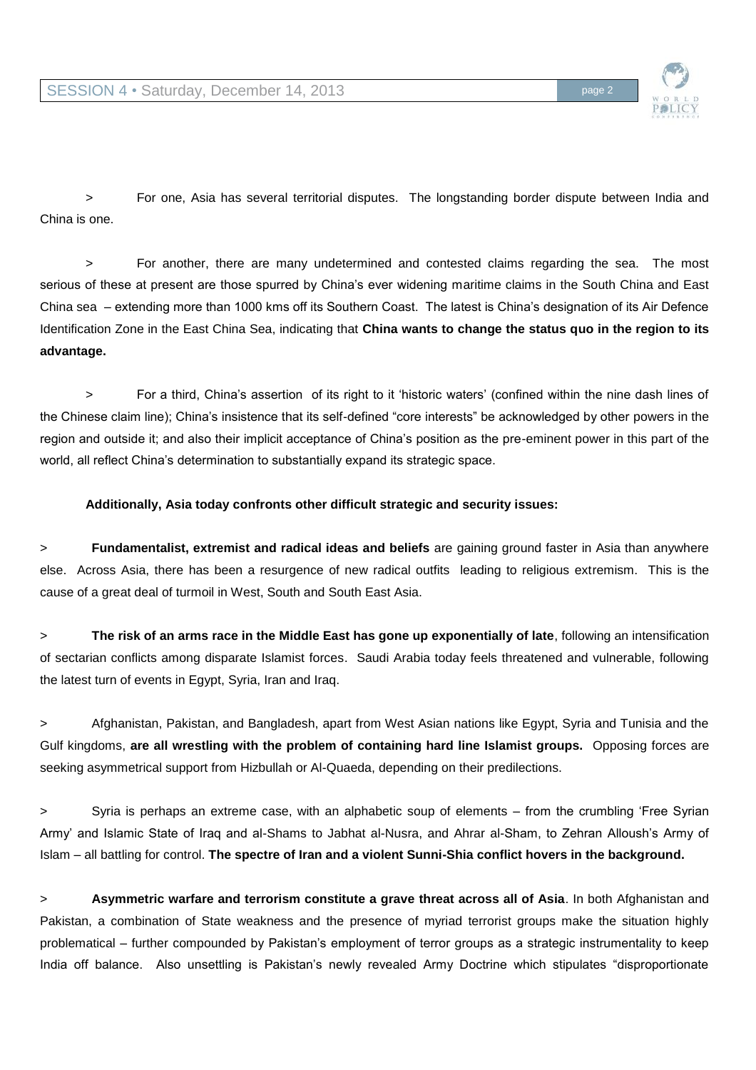> For one, Asia has several territorial disputes. The longstanding border dispute between India and China is one.

> For another, there are many undetermined and contested claims regarding the sea. The most serious of these at present are those spurred by China's ever widening maritime claims in the South China and East China sea – extending more than 1000 kms off its Southern Coast. The latest is China's designation of its Air Defence Identification Zone in the East China Sea, indicating that **China wants to change the status quo in the region to its advantage.**

> For a third, China's assertion of its right to it 'historic waters' (confined within the nine dash lines of the Chinese claim line); China's insistence that its self-defined "core interests" be acknowledged by other powers in the region and outside it; and also their implicit acceptance of China's position as the pre-eminent power in this part of the world, all reflect China's determination to substantially expand its strategic space.

**Additionally, Asia today confronts other difficult strategic and security issues:**

> **Fundamentalist, extremist and radical ideas and beliefs** are gaining ground faster in Asia than anywhere else. Across Asia, there has been a resurgence of new radical outfits leading to religious extremism. This is the cause of a great deal of turmoil in West, South and South East Asia.

> **The risk of an arms race in the Middle East has gone up exponentially of late**, following an intensification of sectarian conflicts among disparate Islamist forces. Saudi Arabia today feels threatened and vulnerable, following the latest turn of events in Egypt, Syria, Iran and Iraq.

> Afghanistan, Pakistan, and Bangladesh, apart from West Asian nations like Egypt, Syria and Tunisia and the Gulf kingdoms, **are all wrestling with the problem of containing hard line Islamist groups.** Opposing forces are seeking asymmetrical support from Hizbullah or Al-Quaeda, depending on their predilections.

> Syria is perhaps an extreme case, with an alphabetic soup of elements – from the crumbling 'Free Syrian Army' and Islamic State of Iraq and al-Shams to Jabhat al-Nusra, and Ahrar al-Sham, to Zehran Alloush's Army of Islam – all battling for control. **The spectre of Iran and a violent Sunni-Shia conflict hovers in the background.**

> **Asymmetric warfare and terrorism constitute a grave threat across all of Asia**. In both Afghanistan and Pakistan, a combination of State weakness and the presence of myriad terrorist groups make the situation highly problematical – further compounded by Pakistan's employment of terror groups as a strategic instrumentality to keep India off balance. Also unsettling is Pakistan's newly revealed Army Doctrine which stipulates "disproportionate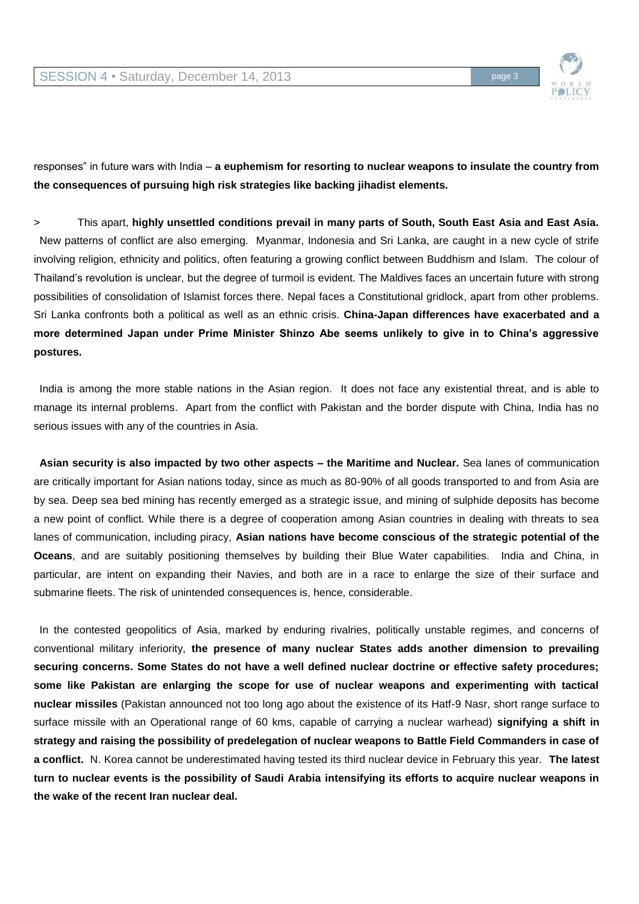responses" in future wars with India – **a euphemism for resorting to nuclear weapons to insulate the country from the consequences of pursuing high risk strategies like backing jihadist elements.**

> This apart, **highly unsettled conditions prevail in many parts of South, South East Asia and East Asia.** New patterns of conflict are also emerging. Myanmar, Indonesia and Sri Lanka, are caught in a new cycle of strife involving religion, ethnicity and politics, often featuring a growing conflict between Buddhism and Islam. The colour of Thailand's revolution is unclear, but the degree of turmoil is evident. The Maldives faces an uncertain future with strong possibilities of consolidation of Islamist forces there. Nepal faces a Constitutional gridlock, apart from other problems. Sri Lanka confronts both a political as well as an ethnic crisis. **China-Japan differences have exacerbated and a more determined Japan under Prime Minister Shinzo Abe seems unlikely to give in to China's aggressive postures.**

India is among the more stable nations in the Asian region. It does not face any existential threat, and is able to manage its internal problems. Apart from the conflict with Pakistan and the border dispute with China, India has no serious issues with any of the countries in Asia.

**Asian security is also impacted by two other aspects – the Maritime and Nuclear.** Sea lanes of communication are critically important for Asian nations today, since as much as 80-90% of all goods transported to and from Asia are by sea. Deep sea bed mining has recently emerged as a strategic issue, and mining of sulphide deposits has become a new point of conflict. While there is a degree of cooperation among Asian countries in dealing with threats to sea lanes of communication, including piracy, **Asian nations have become conscious of the strategic potential of the Oceans**, and are suitably positioning themselves by building their Blue Water capabilities. India and China, in particular, are intent on expanding their Navies, and both are in a race to enlarge the size of their surface and submarine fleets. The risk of unintended consequences is, hence, considerable.

In the contested geopolitics of Asia, marked by enduring rivalries, politically unstable regimes, and concerns of conventional military inferiority, **the presence of many nuclear States adds another dimension to prevailing securing concerns. Some States do not have a well defined nuclear doctrine or effective safety procedures; some like Pakistan are enlarging the scope for use of nuclear weapons and experimenting with tactical nuclear missiles** (Pakistan announced not too long ago about the existence of its Hatf-9 Nasr, short range surface to surface missile with an Operational range of 60 kms, capable of carrying a nuclear warhead) **signifying a shift in strategy and raising the possibility of predelegation of nuclear weapons to Battle Field Commanders in case of a conflict.** N. Korea cannot be underestimated having tested its third nuclear device in February this year. **The latest turn to nuclear events is the possibility of Saudi Arabia intensifying its efforts to acquire nuclear weapons in the wake of the recent Iran nuclear deal.**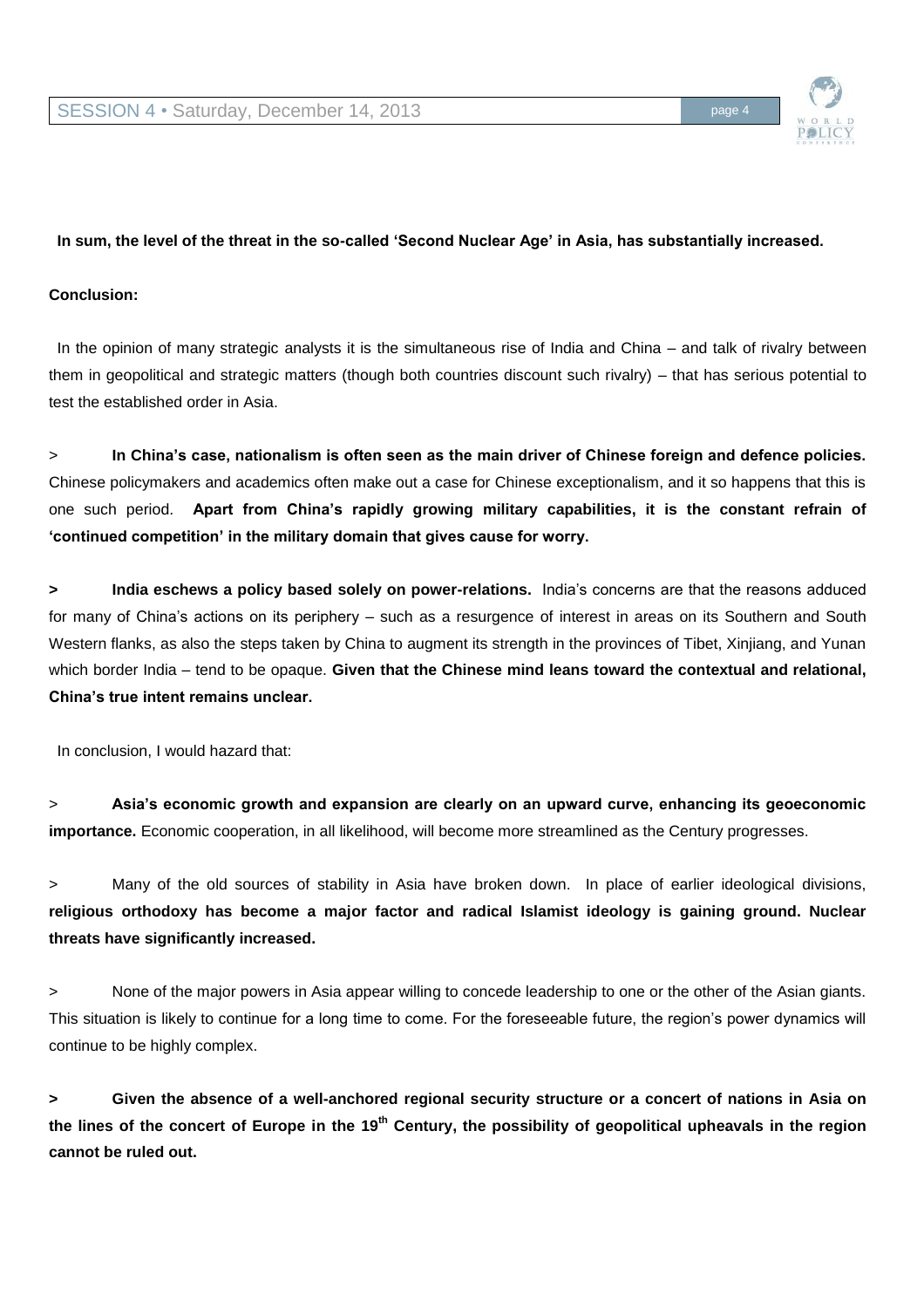**In sum, the level of the threat in the so-called 'Second Nuclear Age' in Asia, has substantially increased.**

**Conclusion:**

In the opinion of many strategic analysts it is the simultaneous rise of India and China – and talk of rivalry between them in geopolitical and strategic matters (though both countries discount such rivalry) – that has serious potential to test the established order in Asia.

> **In China's case, nationalism is often seen as the main driver of Chinese foreign and defence policies.** Chinese policymakers and academics often make out a case for Chinese exceptionalism, and it so happens that this is one such period. **Apart from China's rapidly growing military capabilities, it is the constant refrain of 'continued competition' in the military domain that gives cause for worry.**

**>** **India eschews a policy based solely on power-relations.** India's concerns are that the reasons adduced for many of China's actions on its periphery – such as a resurgence of interest in areas on its Southern and South Western flanks, as also the steps taken by China to augment its strength in the provinces of Tibet, Xinjiang, and Yunan which border India – tend to be opaque. **Given that the Chinese mind leans toward the contextual and relational, China's true intent remains unclear.**

In conclusion, I would hazard that:

> **Asia's economic growth and expansion are clearly on an upward curve, enhancing its geoeconomic importance.** Economic cooperation, in all likelihood, will become more streamlined as the Century progresses.

> Many of the old sources of stability in Asia have broken down. In place of earlier ideological divisions, **religious orthodoxy has become a major factor and radical Islamist ideology is gaining ground. Nuclear threats have significantly increased.**

> None of the major powers in Asia appear willing to concede leadership to one or the other of the Asian giants. This situation is likely to continue for a long time to come. For the foreseeable future, the region's power dynamics will continue to be highly complex.

**> Given the absence of a well-anchored regional security structure or a concert of nations in Asia on the lines of the concert of Europe in the 19th Century, the possibility of geopolitical upheavals in the region cannot be ruled out.**